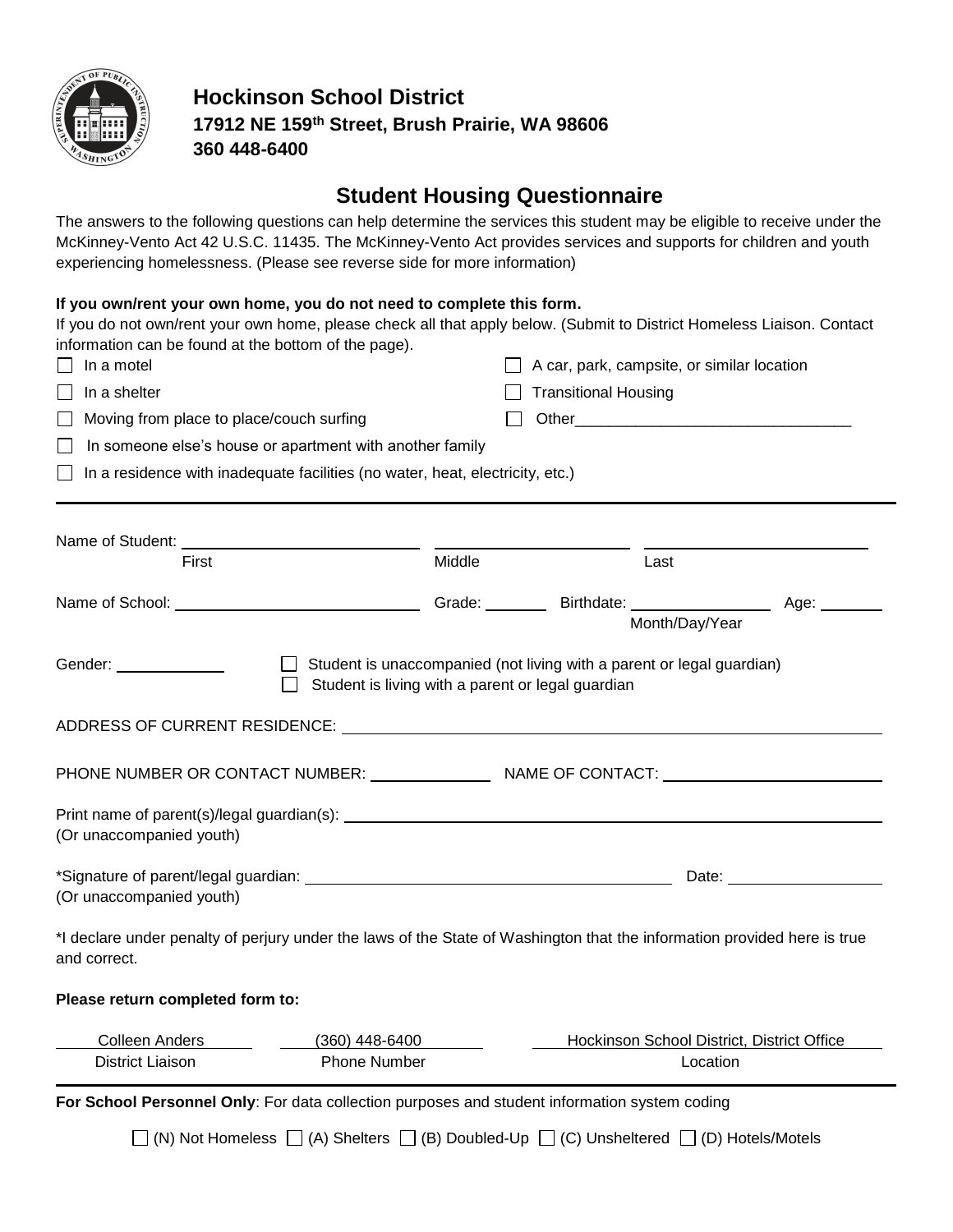# Hockinson School District

**17912 NE 159th Street, Brush Prairie, WA 98606**
**360 448-6400**

## Student Housing Questionnaire

The answers to the following questions can help determine the services this student may be eligible to receive under the McKinney-Vento Act 42 U.S.C. 11435. The McKinney-Vento Act provides services and supports for children and youth experiencing homelessness. (Please see reverse side for more information)

**If you own/rent your own home, you do not need to complete this form.**

If you do not own/rent your own home, please check all that apply below. (Submit to District Homeless Liaison. Contact information can be found at the bottom of the page).

- ☐ In a motel
- ☐ In a shelter
- ☐ Moving from place to place/couch surfing
- ☐ In someone else's house or apartment with another family
- ☐ In a residence with inadequate facilities (no water, heat, electricity, etc.)
- ☐ A car, park, campsite, or similar location
- ☐ Transitional Housing
- ☐ Other________________________________

---

Name of Student: ____________________ ____________________ ____________________
First Middle Last

Name of School: ____________________ Grade: ________ Birthdate: ________________ Age: _______
Month/Day/Year

Gender: ____________

- ☐ Student is unaccompanied (not living with a parent or legal guardian)
- ☐ Student is living with a parent or legal guardian

ADDRESS OF CURRENT RESIDENCE: ________________________________________

PHONE NUMBER OR CONTACT NUMBER: ______________ NAME OF CONTACT: ________________________

Print name of parent(s)/legal guardian(s): ________________________________________
(Or unaccompanied youth)

*Signature of parent/legal guardian: ________________________________ Date: ________________
(Or unaccompanied youth)

*I declare under penalty of perjury under the laws of the State of Washington that the information provided here is true and correct.

**Please return completed form to:**

| Colleen Anders | (360) 448-6400 | Hockinson School District, District Office |
| --- | --- | --- |
| District Liaison | Phone Number | Location |

---

**For School Personnel Only**: For data collection purposes and student information system coding

☐ (N) Not Homeless ☐ (A) Shelters ☐ (B) Doubled-Up ☐ (C) Unsheltered ☐ (D) Hotels/Motels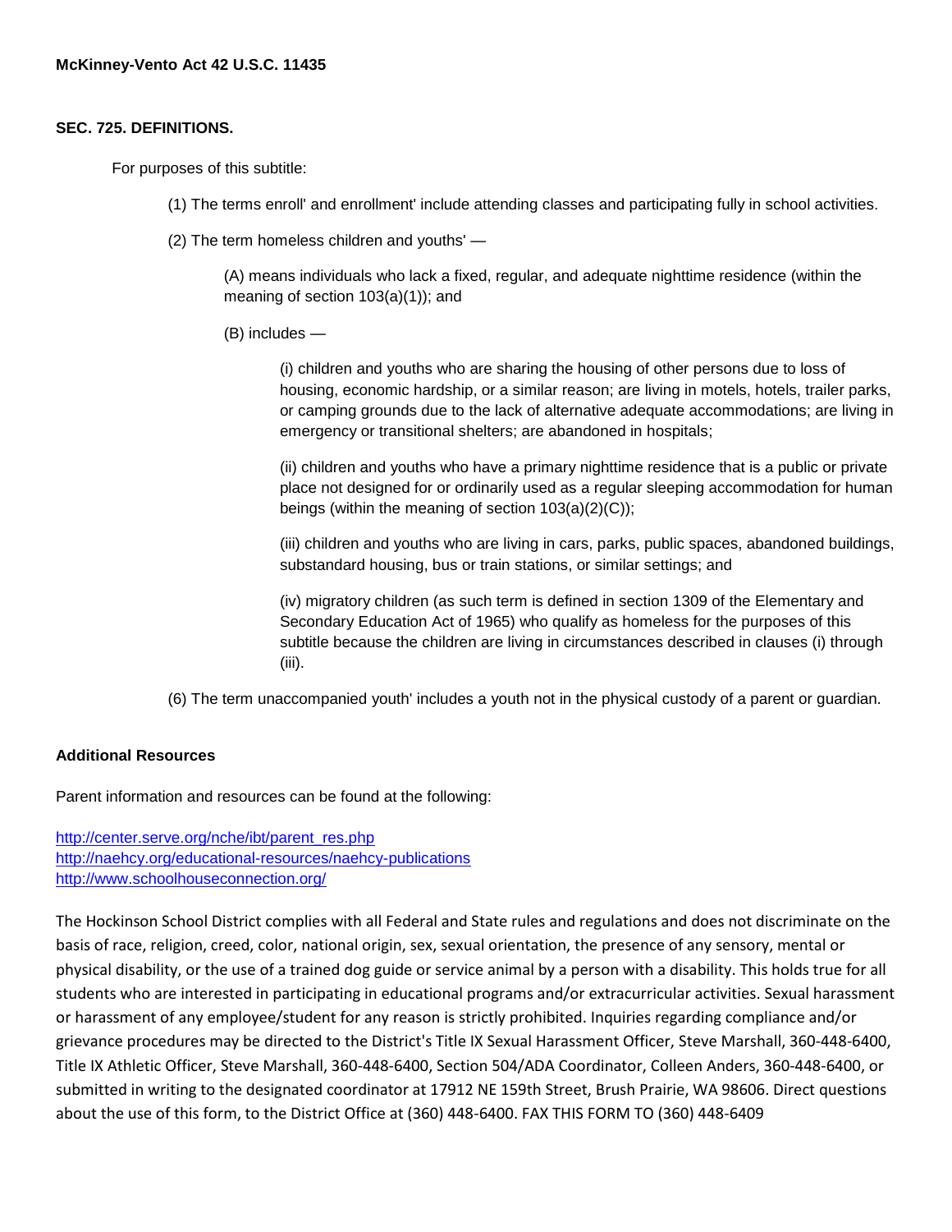**McKinney-Vento Act 42 U.S.C. 11435**

**SEC. 725. DEFINITIONS.**

For purposes of this subtitle:

(1) The terms enroll' and enrollment' include attending classes and participating fully in school activities.

(2) The term homeless children and youths' —

(A) means individuals who lack a fixed, regular, and adequate nighttime residence (within the meaning of section 103(a)(1)); and

(B) includes —

(i) children and youths who are sharing the housing of other persons due to loss of housing, economic hardship, or a similar reason; are living in motels, hotels, trailer parks, or camping grounds due to the lack of alternative adequate accommodations; are living in emergency or transitional shelters; are abandoned in hospitals;

(ii) children and youths who have a primary nighttime residence that is a public or private place not designed for or ordinarily used as a regular sleeping accommodation for human beings (within the meaning of section 103(a)(2)(C));

(iii) children and youths who are living in cars, parks, public spaces, abandoned buildings, substandard housing, bus or train stations, or similar settings; and

(iv) migratory children (as such term is defined in section 1309 of the Elementary and Secondary Education Act of 1965) who qualify as homeless for the purposes of this subtitle because the children are living in circumstances described in clauses (i) through (iii).

(6) The term unaccompanied youth' includes a youth not in the physical custody of a parent or guardian.

**Additional Resources**

Parent information and resources can be found at the following:

http://center.serve.org/nche/ibt/parent_res.php
http://naehcy.org/educational-resources/naehcy-publications
http://www.schoolhouseconnection.org/

The Hockinson School District complies with all Federal and State rules and regulations and does not discriminate on the basis of race, religion, creed, color, national origin, sex, sexual orientation, the presence of any sensory, mental or physical disability, or the use of a trained dog guide or service animal by a person with a disability. This holds true for all students who are interested in participating in educational programs and/or extracurricular activities. Sexual harassment or harassment of any employee/student for any reason is strictly prohibited. Inquiries regarding compliance and/or grievance procedures may be directed to the District's Title IX Sexual Harassment Officer, Steve Marshall, 360-448-6400, Title IX Athletic Officer, Steve Marshall, 360-448-6400, Section 504/ADA Coordinator, Colleen Anders, 360-448-6400, or submitted in writing to the designated coordinator at 17912 NE 159th Street, Brush Prairie, WA 98606. Direct questions about the use of this form, to the District Office at (360) 448-6400. FAX THIS FORM TO (360) 448-6409